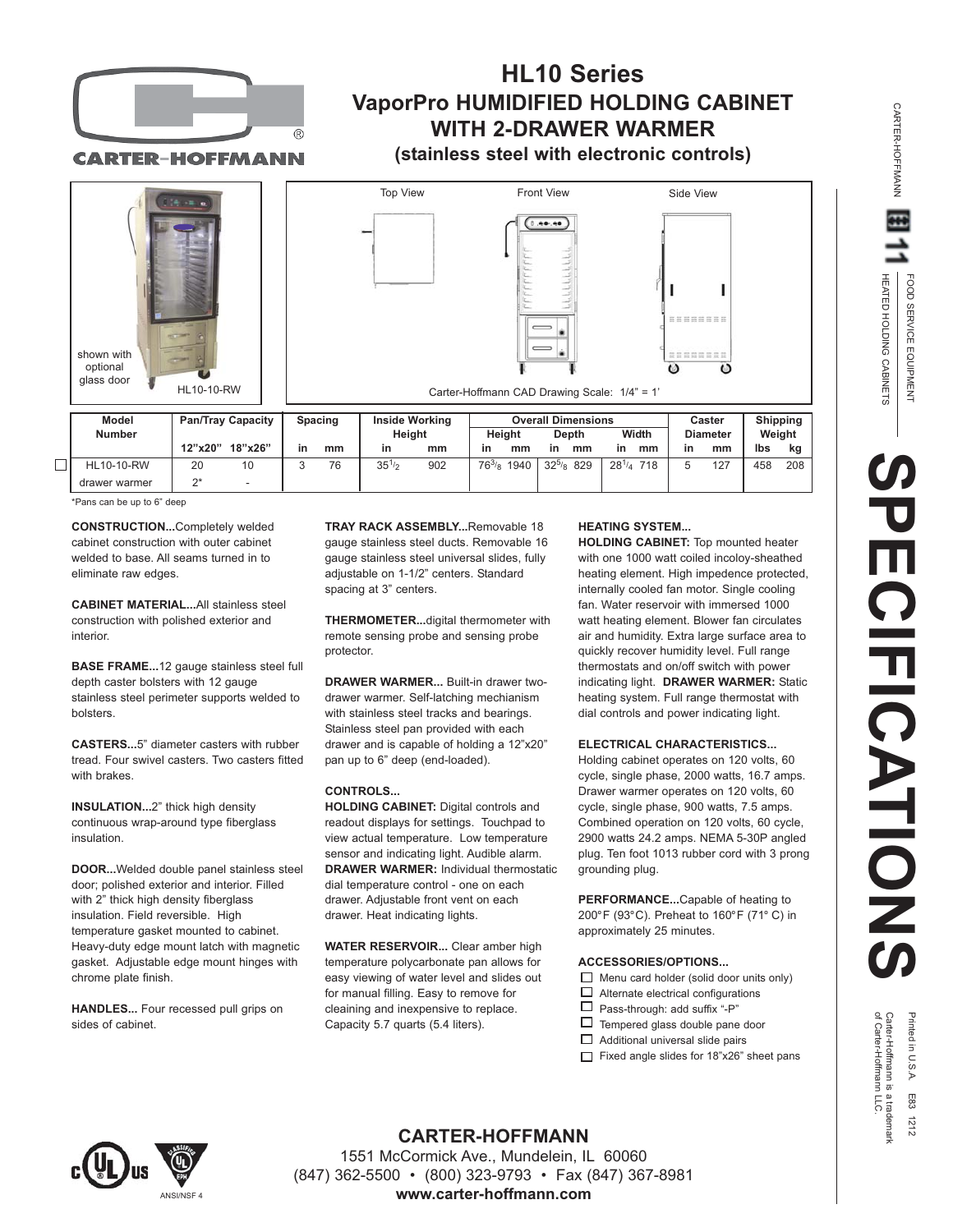# HL10 Series

## VaporPro HUMIDIFIED HOLDING CABINET WITH 2-DRAWER WARMER

### (stainless steel with electronic controls)

shown with optional glass door

HL10-10-RW

Top View | Front View | Side View

Carter-Hoffmann CAD Drawing Scale: 1/4" = 1'

| Model Number | Pan/Tray Capacity | | Spacing | | Inside Working Height | | Overall Dimensions | | | | | | Caster Diameter | | Shipping Weight | |
|---|---|---|---|---|---|---|---|---|---|---|---|---|---|---|---|---|
| | | | | | | | Height | | Depth | | Width | | | | | |
| | 12"x20" | 18"x26" | in | mm | in | mm | in | mm | in | mm | in | mm | in | mm | lbs | kg |
| ☐ HL10-10-RW | 20 | 10 | 3 | 76 | 35 1/2 | 902 | 76 3/8 | 1940 | 32 5/8 | 829 | 28 1/4 | 718 | 5 | 127 | 458 | 208 |
| drawer warmer | 2* | - | | | | | | | | | | | | | | |

*Pans can be up to 6" deep

**CONSTRUCTION...**Completely welded cabinet construction with outer cabinet welded to base. All seams turned in to eliminate raw edges.

**CABINET MATERIAL...**All stainless steel construction with polished exterior and interior.

**BASE FRAME...**12 gauge stainless steel full depth caster bolsters with 12 gauge stainless steel perimeter supports welded to bolsters.

**CASTERS...**5" diameter casters with rubber tread. Four swivel casters. Two casters fitted with brakes.

**INSULATION...**2" thick high density continuous wrap-around type fiberglass insulation.

**DOOR...**Welded double panel stainless steel door; polished exterior and interior. Filled with 2" thick high density fiberglass insulation. Field reversible. High temperature gasket mounted to cabinet. Heavy-duty edge mount latch with magnetic gasket. Adjustable edge mount hinges with chrome plate finish.

**HANDLES...** Four recessed pull grips on sides of cabinet.

**TRAY RACK ASSEMBLY...**Removable 18 gauge stainless steel ducts. Removable 16 gauge stainless steel universal slides, fully adjustable on 1-1/2" centers. Standard spacing at 3" centers.

**THERMOMETER...**digital thermometer with remote sensing probe and sensing probe protector.

**DRAWER WARMER...** Built-in drawer two-drawer warmer. Self-latching mechanism with stainless steel tracks and bearings. Stainless steel pan provided with each drawer and is capable of holding a 12"x20" pan up to 6" deep (end-loaded).

**CONTROLS...**
**HOLDING CABINET:** Digital controls and readout displays for settings. Touchpad to view actual temperature. Low temperature sensor and indicating light. Audible alarm.
**DRAWER WARMER:** Individual thermostatic dial temperature control - one on each drawer. Adjustable front vent on each drawer. Heat indicating lights.

**WATER RESERVOIR...** Clear amber high temperature polycarbonate pan allows for easy viewing of water level and slides out for manual filling. Easy to remove for cleaining and inexpensive to replace. Capacity 5.7 quarts (5.4 liters).

**HEATING SYSTEM...**
**HOLDING CABINET:** Top mounted heater with one 1000 watt coiled incoloy-sheathed heating element. High impedence protected, internally cooled fan motor. Single cooling fan. Water reservoir with immersed 1000 watt heating element. Blower fan circulates air and humidity. Extra large surface area to quickly recover humidity level. Full range thermostats and on/off switch with power indicating light. **DRAWER WARMER:** Static heating system. Full range thermostat with dial controls and power indicating light.

**ELECTRICAL CHARACTERISTICS...**
Holding cabinet operates on 120 volts, 60 cycle, single phase, 2000 watts, 16.7 amps. Drawer warmer operates on 120 volts, 60 cycle, single phase, 900 watts, 7.5 amps. Combined operation on 120 volts, 60 cycle, 2900 watts 24.2 amps. NEMA 5-30P angled plug. Ten foot 1013 rubber cord with 3 prong grounding plug.

**PERFORMANCE...**Capable of heating to 200°F (93°C). Preheat to 160°F (71° C) in approximately 25 minutes.

**ACCESSORIES/OPTIONS...**
- ☐ Menu card holder (solid door units only)
- ☐ Alternate electrical configurations
- ☐ Pass-through: add suffix "-P"
- ☐ Tempered glass double pane door
- ☐ Additional universal slide pairs
- ☐ Fixed angle slides for 18"x26" sheet pans

CARTER-HOFFMANN | 11 | FOOD SERVICE EQUIPMENT | HEATED HOLDING CABINETS

# SPECIFICATIONS

Printed in U.S.A. E83 1212
Carter-Hoffmann is a trademark of Carter-Hoffmann LLC.

ANSI/NSF 4

**CARTER-HOFFMANN**
1551 McCormick Ave., Mundelein, IL 60060
(847) 362-5500 • (800) 323-9793 • Fax (847) 367-8981
**www.carter-hoffmann.com**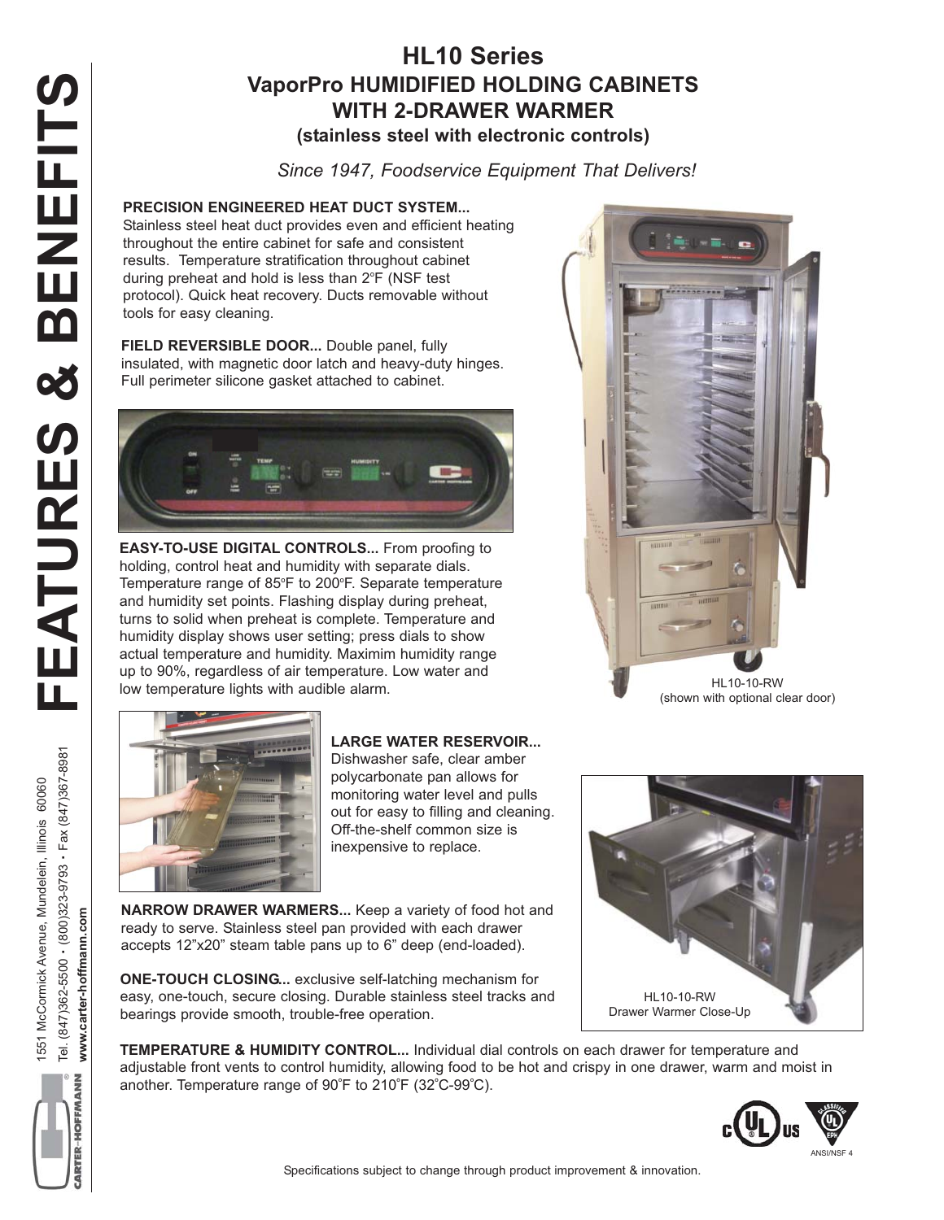# HL10 Series

## VaporPro HUMIDIFIED HOLDING CABINETS WITH 2-DRAWER WARMER

### (stainless steel with electronic controls)

*Since 1947, Foodservice Equipment That Delivers!*

# FEATURES & BENEFITS

**PRECISION ENGINEERED HEAT DUCT SYSTEM...** Stainless steel heat duct provides even and efficient heating throughout the entire cabinet for safe and consistent results. Temperature stratification throughout cabinet during preheat and hold is less than 2°F (NSF test protocol). Quick heat recovery. Ducts removable without tools for easy cleaning.

**FIELD REVERSIBLE DOOR...** Double panel, fully insulated, with magnetic door latch and heavy-duty hinges. Full perimeter silicone gasket attached to cabinet.

**EASY-TO-USE DIGITAL CONTROLS...** From proofing to holding, control heat and humidity with separate dials. Temperature range of 85°F to 200°F. Separate temperature and humidity set points. Flashing display during preheat, turns to solid when preheat is complete. Temperature and humidity display shows user setting; press dials to show actual temperature and humidity. Maximim humidity range up to 90%, regardless of air temperature. Low water and low temperature lights with audible alarm.

HL10-10-RW
(shown with optional clear door)

**LARGE WATER RESERVOIR...** Dishwasher safe, clear amber polycarbonate pan allows for monitoring water level and pulls out for easy to filling and cleaning. Off-the-shelf common size is inexpensive to replace.

**NARROW DRAWER WARMERS...** Keep a variety of food hot and ready to serve. Stainless steel pan provided with each drawer accepts 12"x20" steam table pans up to 6" deep (end-loaded).

**ONE-TOUCH CLOSING...** exclusive self-latching mechanism for easy, one-touch, secure closing. Durable stainless steel tracks and bearings provide smooth, trouble-free operation.

HL10-10-RW
Drawer Warmer Close-Up

**TEMPERATURE & HUMIDITY CONTROL...** Individual dial controls on each drawer for temperature and adjustable front vents to control humidity, allowing food to be hot and crispy in one drawer, warm and moist in another. Temperature range of 90˚F to 210˚F (32˚C-99˚C).

ANSI/NSF 4

Specifications subject to change through product improvement & innovation.

CARTER-HOFFMANN
1551 McCormick Avenue, Mundelein, Illinois 60060
Tel. (847)362-5500 • (800)323-9793 • Fax (847)367-8981
**www.carter-hoffmann.com**